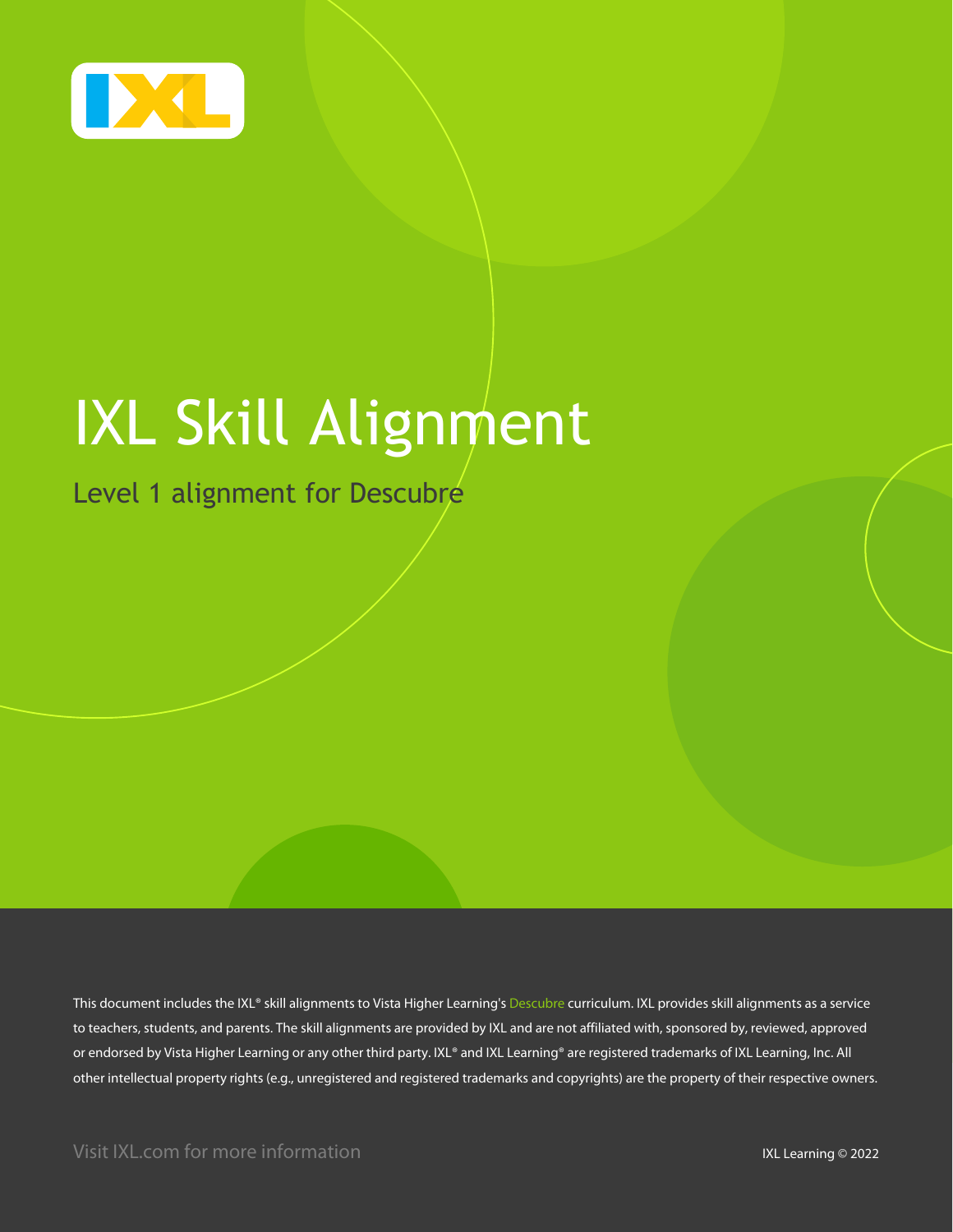# IXL Skill Alignment

## Level 1 alignment for Descubre

This document includes the IXL® skill alignments to Vista Higher Learning's Descubre curriculum. IXL provides skill alignments as a service to teachers, students, and parents. The skill alignments are provided by IXL and are not affiliated with, sponsored by, reviewed, approved or endorsed by Vista Higher Learning or any other third party. IXL® and IXL Learning® are registered trademarks of IXL Learning, Inc. All other intellectual property rights (e.g., unregistered and registered trademarks and copyrights) are the property of their respective owners.

Visit IXL.com for more information

IXL Learning © 2022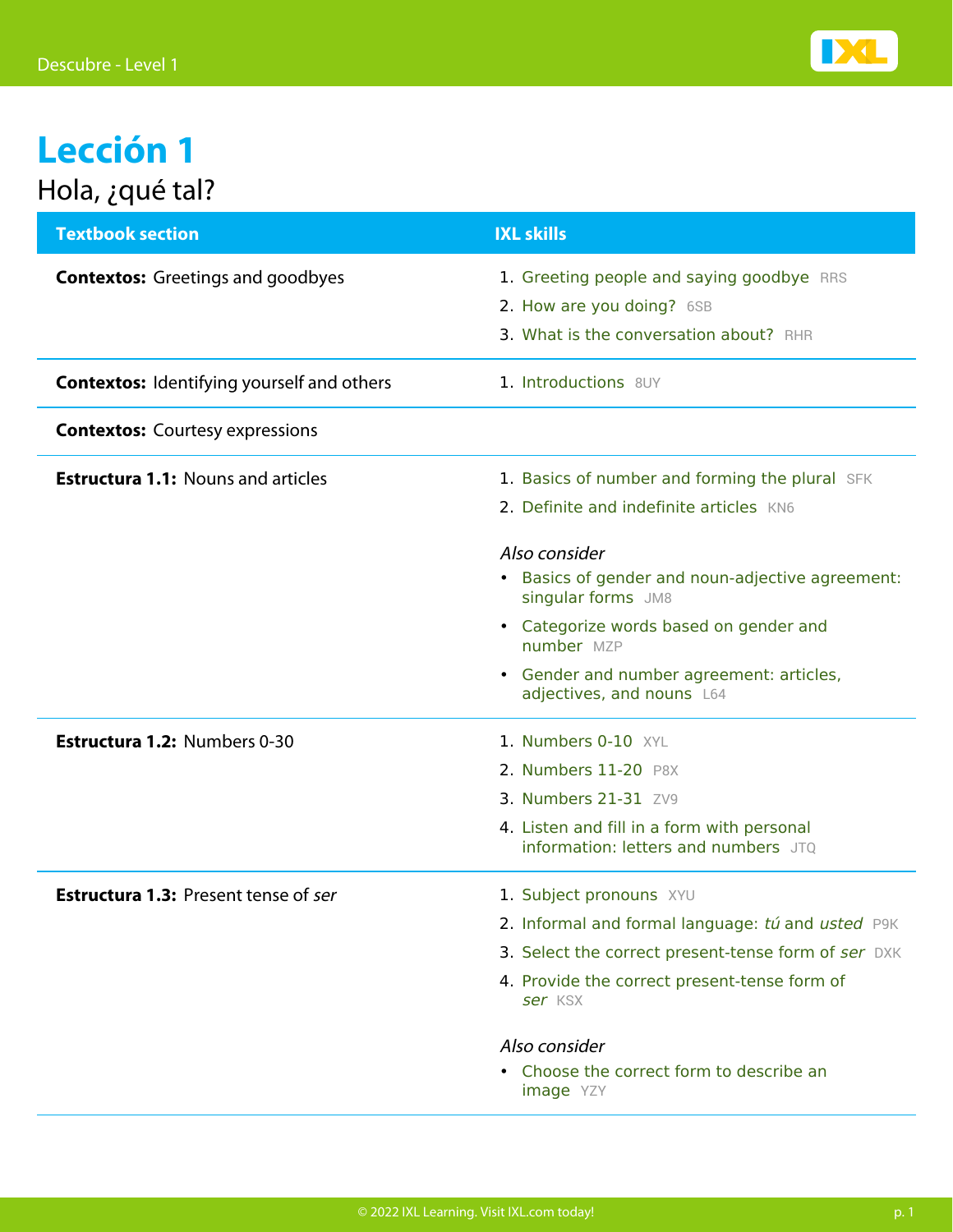# Lección 1

## Hola, ¿qué tal?

| Textbook section | IXL skills |
| --- | --- |
| **Contextos:** Greetings and goodbyes | 1. Greeting people and saying goodbye RRS<br>2. How are you doing? 6SB<br>3. What is the conversation about? RHR |
| **Contextos:** Identifying yourself and others | 1. Introductions 8UY |
| **Contextos:** Courtesy expressions | |
| **Estructura 1.1:** Nouns and articles | 1. Basics of number and forming the plural SFK<br>2. Definite and indefinite articles KN6<br><br>*Also consider*<br>• Basics of gender and noun-adjective agreement: singular forms JM8<br>• Categorize words based on gender and number MZP<br>• Gender and number agreement: articles, adjectives, and nouns L64 |
| **Estructura 1.2:** Numbers 0-30 | 1. Numbers 0-10 XYL<br>2. Numbers 11-20 P8X<br>3. Numbers 21-31 ZV9<br>4. Listen and fill in a form with personal information: letters and numbers JTQ |
| **Estructura 1.3:** Present tense of *ser* | 1. Subject pronouns XYU<br>2. Informal and formal language: *tú* and *usted* P9K<br>3. Select the correct present-tense form of *ser* DXK<br>4. Provide the correct present-tense form of *ser* KSX<br><br>*Also consider*<br>• Choose the correct form to describe an image YZY |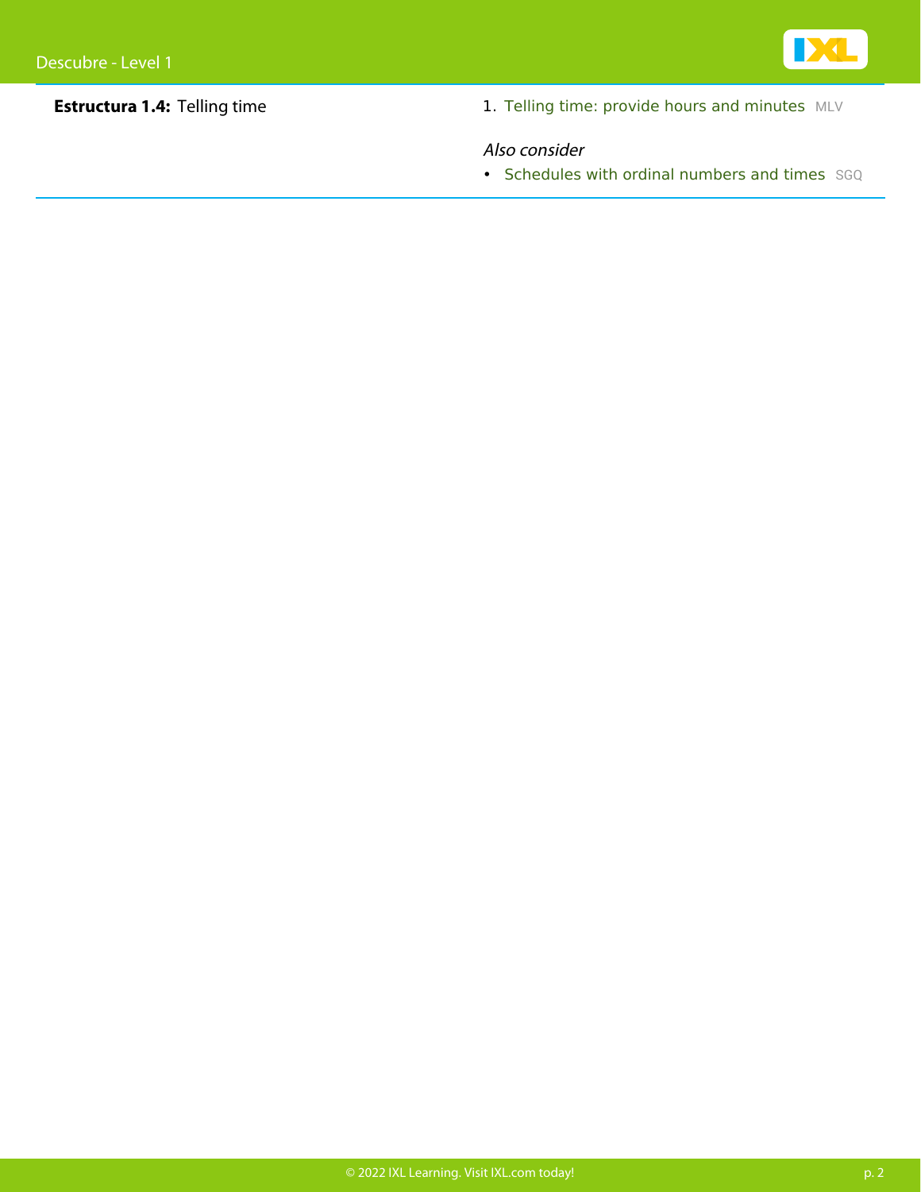**Estructura 1.4:** Telling time

1. Telling time: provide hours and minutes MLV

*Also consider*

- Schedules with ordinal numbers and times SGQ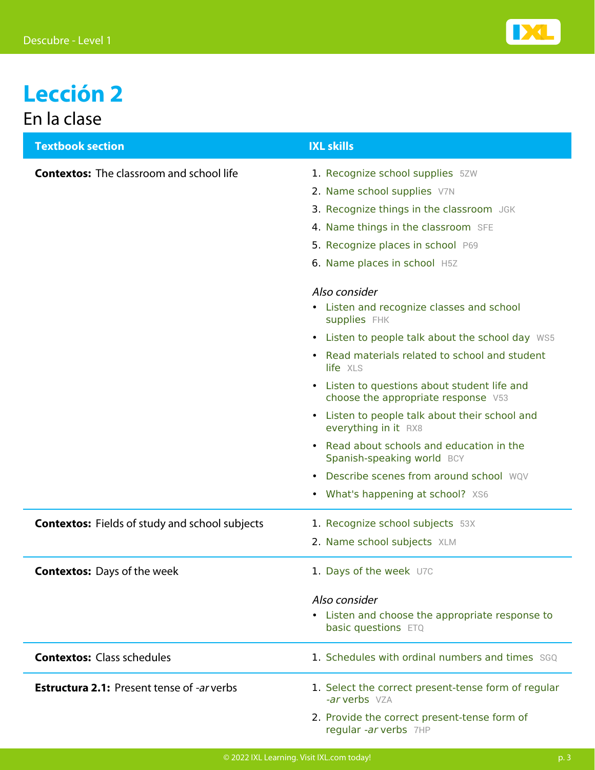# Lección 2

## En la clase

| Textbook section | IXL skills |
| --- | --- |
| **Contextos:** The classroom and school life | 1. Recognize school supplies 5ZW<br>2. Name school supplies V7N<br>3. Recognize things in the classroom JGK<br>4. Name things in the classroom SFE<br>5. Recognize places in school P69<br>6. Name places in school H5Z<br><br>*Also consider*<br>• Listen and recognize classes and school supplies FHK<br>• Listen to people talk about the school day WS5<br>• Read materials related to school and student life XLS<br>• Listen to questions about student life and choose the appropriate response V53<br>• Listen to people talk about their school and everything in it RX8<br>• Read about schools and education in the Spanish-speaking world BCY<br>• Describe scenes from around school WQV<br>• What's happening at school? XS6 |
| **Contextos:** Fields of study and school subjects | 1. Recognize school subjects 53X<br>2. Name school subjects XLM |
| **Contextos:** Days of the week | 1. Days of the week U7C<br><br>*Also consider*<br>• Listen and choose the appropriate response to basic questions ETQ |
| **Contextos:** Class schedules | 1. Schedules with ordinal numbers and times SGQ |
| **Estructura 2.1:** Present tense of *-ar* verbs | 1. Select the correct present-tense form of regular *-ar* verbs VZA<br>2. Provide the correct present-tense form of regular *-ar* verbs 7HP |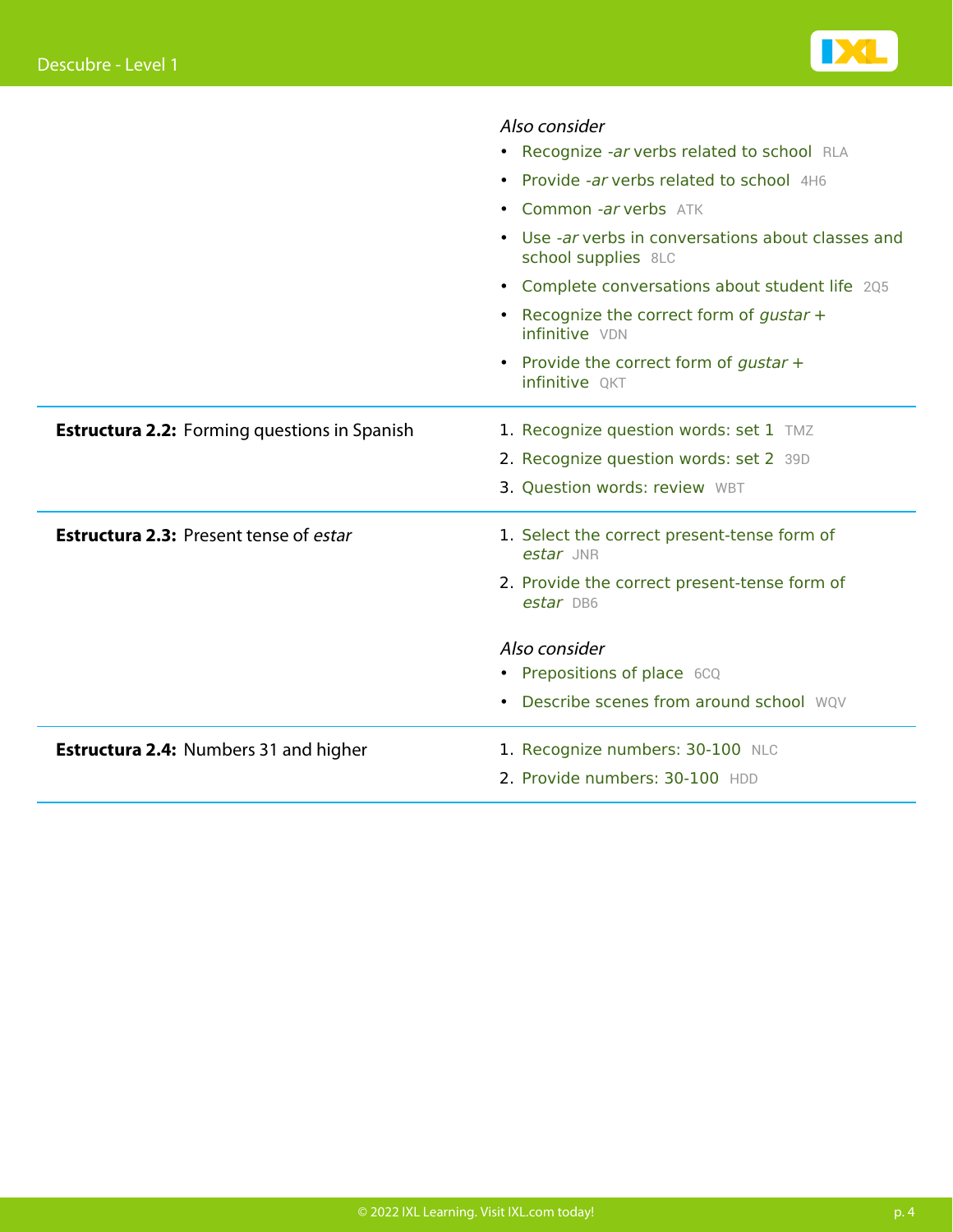| | |
|---|---|
| | *Also consider*<br>• Recognize *-ar* verbs related to school RLA<br>• Provide *-ar* verbs related to school 4H6<br>• Common *-ar* verbs ATK<br>• Use *-ar* verbs in conversations about classes and school supplies 8LC<br>• Complete conversations about student life 2Q5<br>• Recognize the correct form of *gustar* + infinitive VDN<br>• Provide the correct form of *gustar* + infinitive QKT |
| **Estructura 2.2:** Forming questions in Spanish | 1. Recognize question words: set 1 TMZ<br>2. Recognize question words: set 2 39D<br>3. Question words: review WBT |
| **Estructura 2.3:** Present tense of *estar* | 1. Select the correct present-tense form of *estar* JNR<br>2. Provide the correct present-tense form of *estar* DB6<br><br>*Also consider*<br>• Prepositions of place 6CQ<br>• Describe scenes from around school WQV |
| **Estructura 2.4:** Numbers 31 and higher | 1. Recognize numbers: 30-100 NLC<br>2. Provide numbers: 30-100 HDD |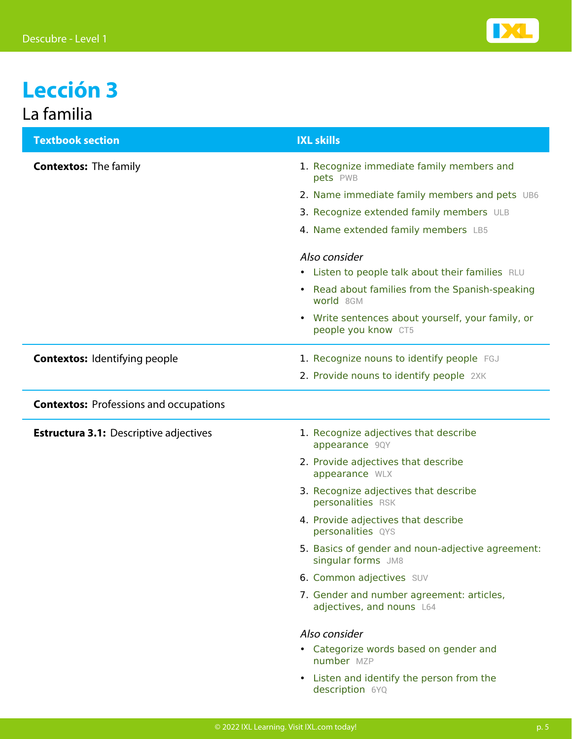# Lección 3

## La familia

| Textbook section | IXL skills |
| --- | --- |
| **Contextos:** The family | 1. Recognize immediate family members and pets PWB<br>2. Name immediate family members and pets UB6<br>3. Recognize extended family members ULB<br>4. Name extended family members LB5<br><br>*Also consider*<br>• Listen to people talk about their families RLU<br>• Read about families from the Spanish-speaking world 8GM<br>• Write sentences about yourself, your family, or people you know CT5 |
| **Contextos:** Identifying people | 1. Recognize nouns to identify people FGJ<br>2. Provide nouns to identify people 2XK |
| **Contextos:** Professions and occupations | |
| **Estructura 3.1:** Descriptive adjectives | 1. Recognize adjectives that describe appearance 9QY<br>2. Provide adjectives that describe appearance WLX<br>3. Recognize adjectives that describe personalities RSK<br>4. Provide adjectives that describe personalities QYS<br>5. Basics of gender and noun-adjective agreement: singular forms JM8<br>6. Common adjectives SUV<br>7. Gender and number agreement: articles, adjectives, and nouns L64<br><br>*Also consider*<br>• Categorize words based on gender and number MZP<br>• Listen and identify the person from the description 6YQ |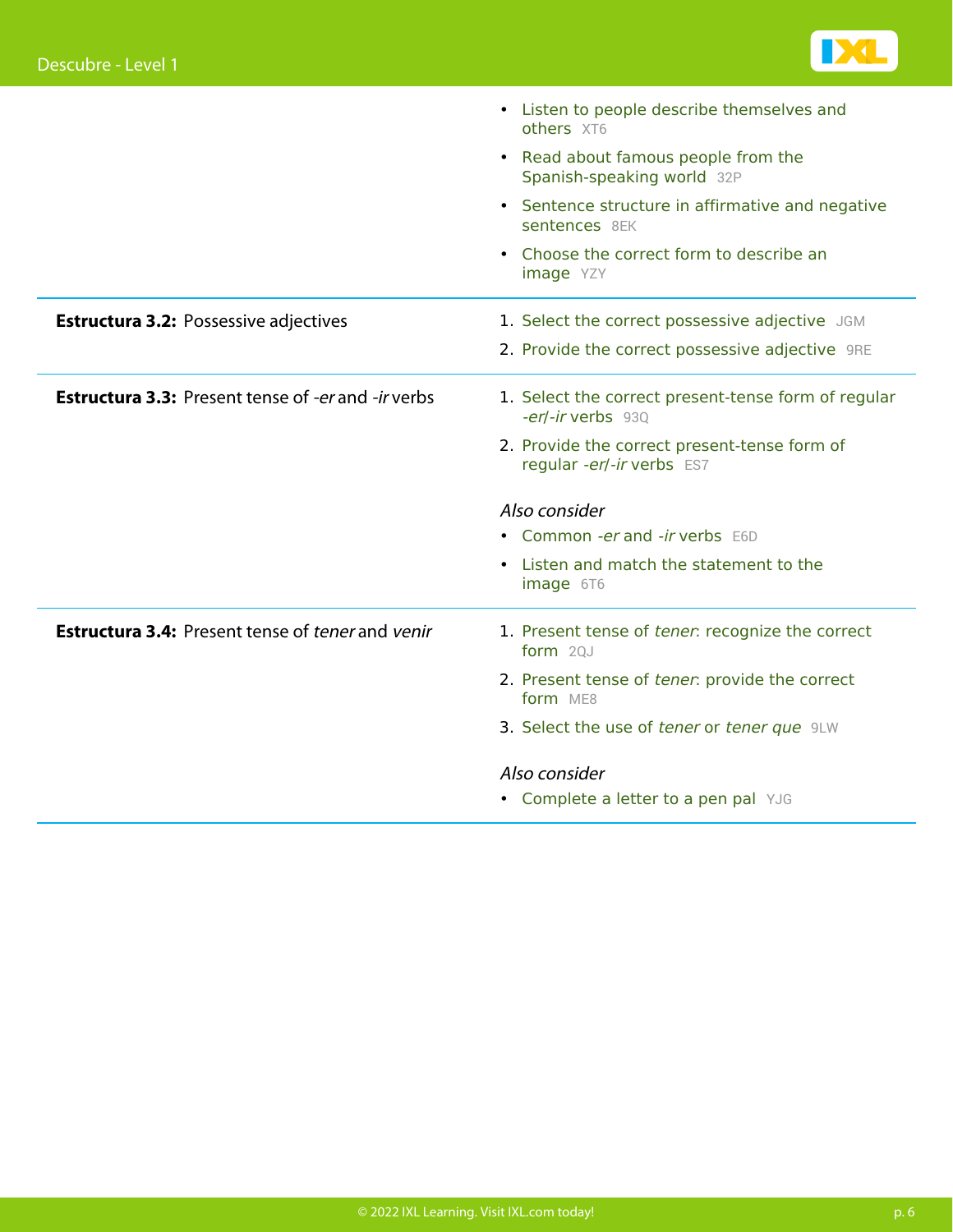| | |
|---|---|
| | • Listen to people describe themselves and others XT6<br>• Read about famous people from the Spanish-speaking world 32P<br>• Sentence structure in affirmative and negative sentences 8EK<br>• Choose the correct form to describe an image YZY |
| **Estructura 3.2:** Possessive adjectives | 1. Select the correct possessive adjective JGM<br>2. Provide the correct possessive adjective 9RE |
| **Estructura 3.3:** Present tense of *-er* and *-ir* verbs | 1. Select the correct present-tense form of regular *-er*/*-ir* verbs 93Q<br>2. Provide the correct present-tense form of regular *-er*/*-ir* verbs ES7<br><br>*Also consider*<br>• Common *-er* and *-ir* verbs E6D<br>• Listen and match the statement to the image 6T6 |
| **Estructura 3.4:** Present tense of *tener* and *venir* | 1. Present tense of *tener*: recognize the correct form 2QJ<br>2. Present tense of *tener*: provide the correct form ME8<br>3. Select the use of *tener* or *tener que* 9LW<br><br>*Also consider*<br>• Complete a letter to a pen pal YJG |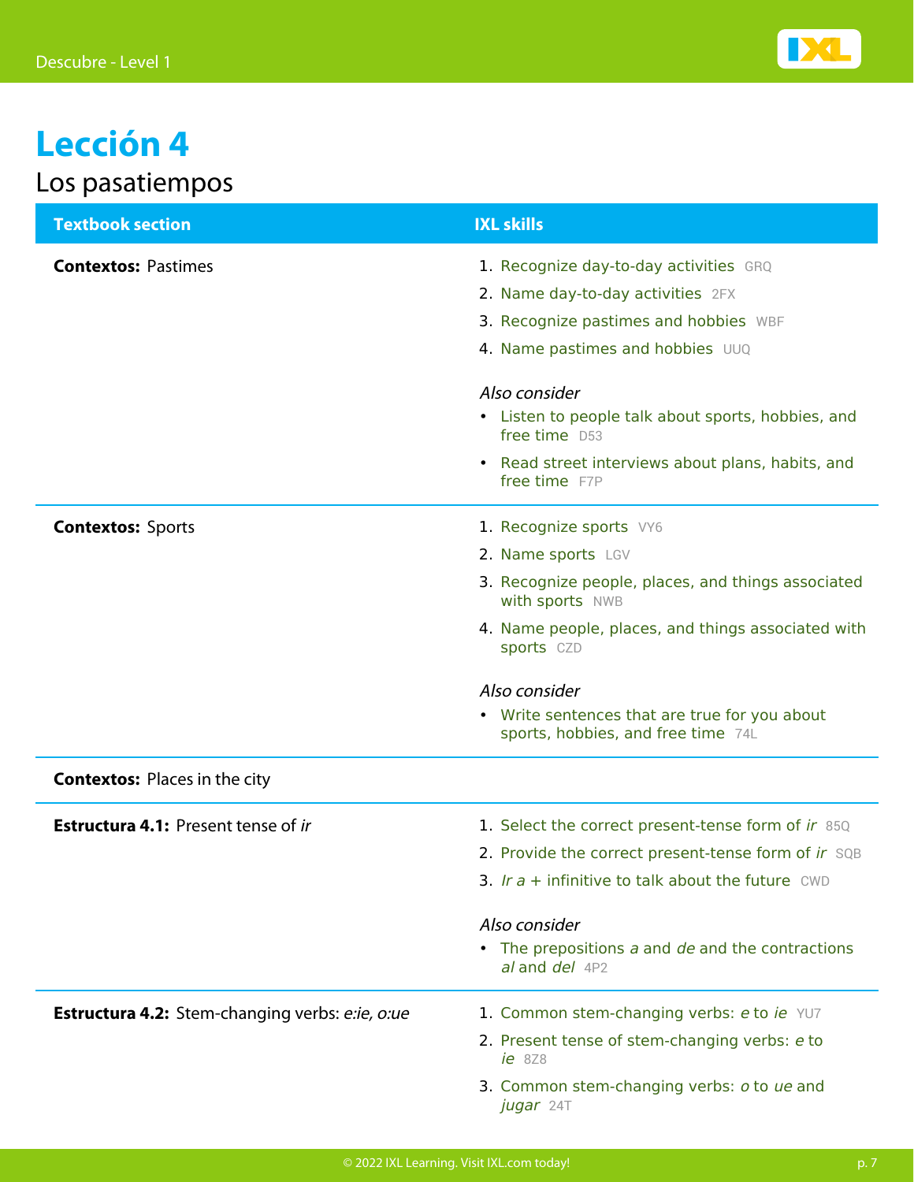# Lección 4

Los pasatiempos

| Textbook section | IXL skills |
| --- | --- |
| **Contextos:** Pastimes | 1. Recognize day-to-day activities GRQ<br>2. Name day-to-day activities 2FX<br>3. Recognize pastimes and hobbies WBF<br>4. Name pastimes and hobbies UUQ<br><br>*Also consider*<br>• Listen to people talk about sports, hobbies, and free time D53<br>• Read street interviews about plans, habits, and free time F7P |
| **Contextos:** Sports | 1. Recognize sports VY6<br>2. Name sports LGV<br>3. Recognize people, places, and things associated with sports NWB<br>4. Name people, places, and things associated with sports CZD<br><br>*Also consider*<br>• Write sentences that are true for you about sports, hobbies, and free time 74L |
| **Contextos:** Places in the city | |
| **Estructura 4.1:** Present tense of *ir* | 1. Select the correct present-tense form of *ir* 85Q<br>2. Provide the correct present-tense form of *ir* SQB<br>3. *Ir a* + infinitive to talk about the future CWD<br><br>*Also consider*<br>• The prepositions *a* and *de* and the contractions *al* and *del* 4P2 |
| **Estructura 4.2:** Stem-changing verbs: *e:ie, o:ue* | 1. Common stem-changing verbs: *e* to *ie* YU7<br>2. Present tense of stem-changing verbs: *e* to *ie* 8Z8<br>3. Common stem-changing verbs: *o* to *ue* and *jugar* 24T |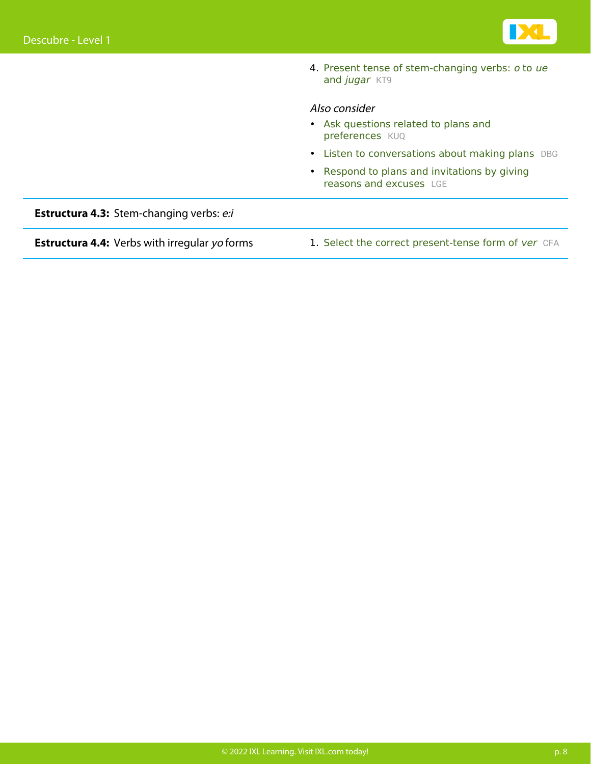| | |
|---|---|
| | 4. Present tense of stem-changing verbs: *o* to *ue* and *jugar* KT9<br><br>*Also consider*<br>• Ask questions related to plans and preferences KUQ<br>• Listen to conversations about making plans DBG<br>• Respond to plans and invitations by giving reasons and excuses LGE |
| **Estructura 4.3:** Stem-changing verbs: *e:i* | |
| **Estructura 4.4:** Verbs with irregular *yo* forms | 1. Select the correct present-tense form of *ver* CFA |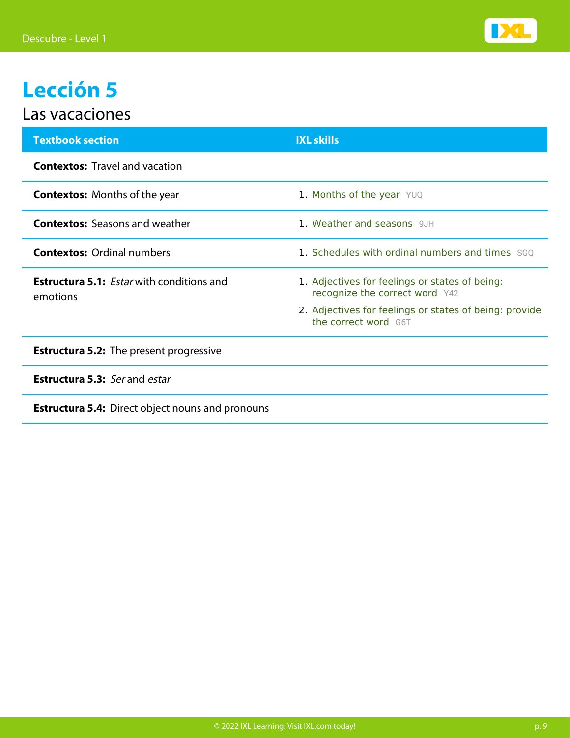# Lección 5

## Las vacaciones

| Textbook section | IXL skills |
| --- | --- |
| **Contextos:** Travel and vacation | |
| **Contextos:** Months of the year | 1. Months of the year YUQ |
| **Contextos:** Seasons and weather | 1. Weather and seasons 9JH |
| **Contextos:** Ordinal numbers | 1. Schedules with ordinal numbers and times SGQ |
| **Estructura 5.1:** *Estar* with conditions and emotions | 1. Adjectives for feelings or states of being: recognize the correct word Y42<br>2. Adjectives for feelings or states of being: provide the correct word G6T |
| **Estructura 5.2:** The present progressive | |
| **Estructura 5.3:** *Ser* and *estar* | |
| **Estructura 5.4:** Direct object nouns and pronouns | |